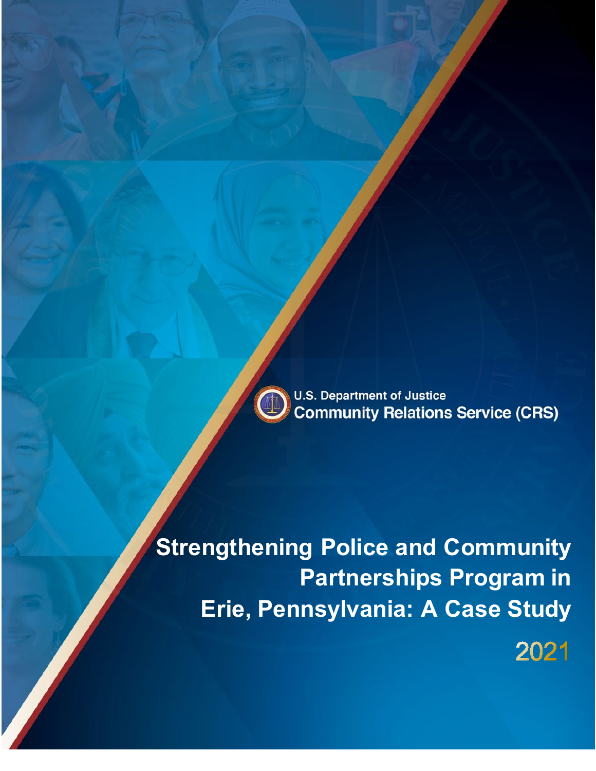U.S. Department of Justice
Community Relations Service (CRS)

# Strengthening Police and Community Partnerships Program in Erie, Pennsylvania: A Case Study

2021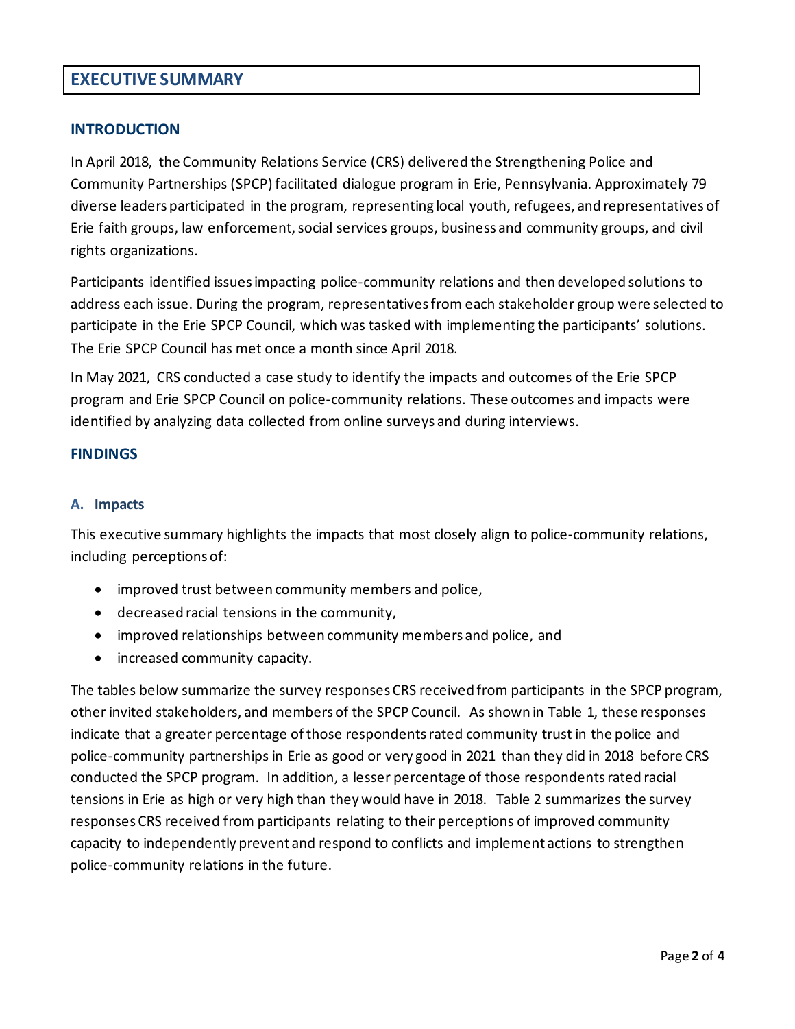# EXECUTIVE SUMMARY

## INTRODUCTION

In April 2018, the Community Relations Service (CRS) delivered the Strengthening Police and Community Partnerships (SPCP) facilitated dialogue program in Erie, Pennsylvania. Approximately 79 diverse leaders participated in the program, representing local youth, refugees, and representatives of Erie faith groups, law enforcement, social services groups, business and community groups, and civil rights organizations.

Participants identified issues impacting police-community relations and then developed solutions to address each issue. During the program, representatives from each stakeholder group were selected to participate in the Erie SPCP Council, which was tasked with implementing the participants' solutions. The Erie SPCP Council has met once a month since April 2018.

In May 2021, CRS conducted a case study to identify the impacts and outcomes of the Erie SPCP program and Erie SPCP Council on police-community relations. These outcomes and impacts were identified by analyzing data collected from online surveys and during interviews.

## FINDINGS

### A. Impacts

This executive summary highlights the impacts that most closely align to police-community relations, including perceptions of:

- improved trust between community members and police,
- decreased racial tensions in the community,
- improved relationships between community members and police, and
- increased community capacity.

The tables below summarize the survey responses CRS received from participants in the SPCP program, other invited stakeholders, and members of the SPCP Council. As shown in Table 1, these responses indicate that a greater percentage of those respondents rated community trust in the police and police-community partnerships in Erie as good or very good in 2021 than they did in 2018 before CRS conducted the SPCP program. In addition, a lesser percentage of those respondents rated racial tensions in Erie as high or very high than they would have in 2018. Table 2 summarizes the survey responses CRS received from participants relating to their perceptions of improved community capacity to independently prevent and respond to conflicts and implement actions to strengthen police-community relations in the future.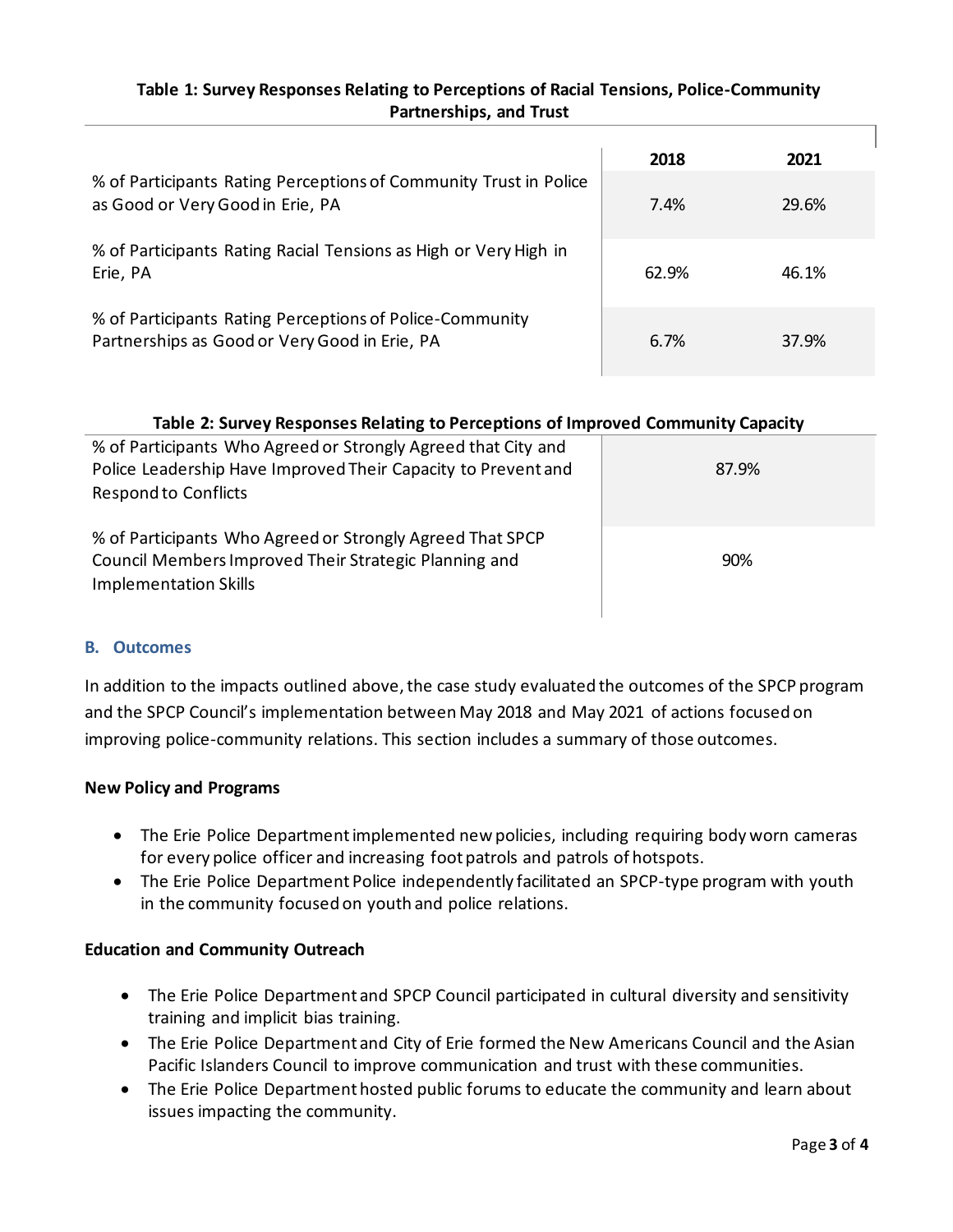**Table 1: Survey Responses Relating to Perceptions of Racial Tensions, Police-Community Partnerships, and Trust**

| | 2018 | 2021 |
|---|---|---|
| % of Participants Rating Perceptions of Community Trust in Police as Good or Very Good in Erie, PA | 7.4% | 29.6% |
| % of Participants Rating Racial Tensions as High or Very High in Erie, PA | 62.9% | 46.1% |
| % of Participants Rating Perceptions of Police-Community Partnerships as Good or Very Good in Erie, PA | 6.7% | 37.9% |

**Table 2: Survey Responses Relating to Perceptions of Improved Community Capacity**

| | |
|---|---|
| % of Participants Who Agreed or Strongly Agreed that City and Police Leadership Have Improved Their Capacity to Prevent and Respond to Conflicts | 87.9% |
| % of Participants Who Agreed or Strongly Agreed That SPCP Council Members Improved Their Strategic Planning and Implementation Skills | 90% |

### B. Outcomes

In addition to the impacts outlined above, the case study evaluated the outcomes of the SPCP program and the SPCP Council's implementation between May 2018 and May 2021 of actions focused on improving police-community relations. This section includes a summary of those outcomes.

**New Policy and Programs**

- The Erie Police Department implemented new policies, including requiring body worn cameras for every police officer and increasing foot patrols and patrols of hotspots.
- The Erie Police Department Police independently facilitated an SPCP-type program with youth in the community focused on youth and police relations.

**Education and Community Outreach**

- The Erie Police Department and SPCP Council participated in cultural diversity and sensitivity training and implicit bias training.
- The Erie Police Department and City of Erie formed the New Americans Council and the Asian Pacific Islanders Council to improve communication and trust with these communities.
- The Erie Police Department hosted public forums to educate the community and learn about issues impacting the community.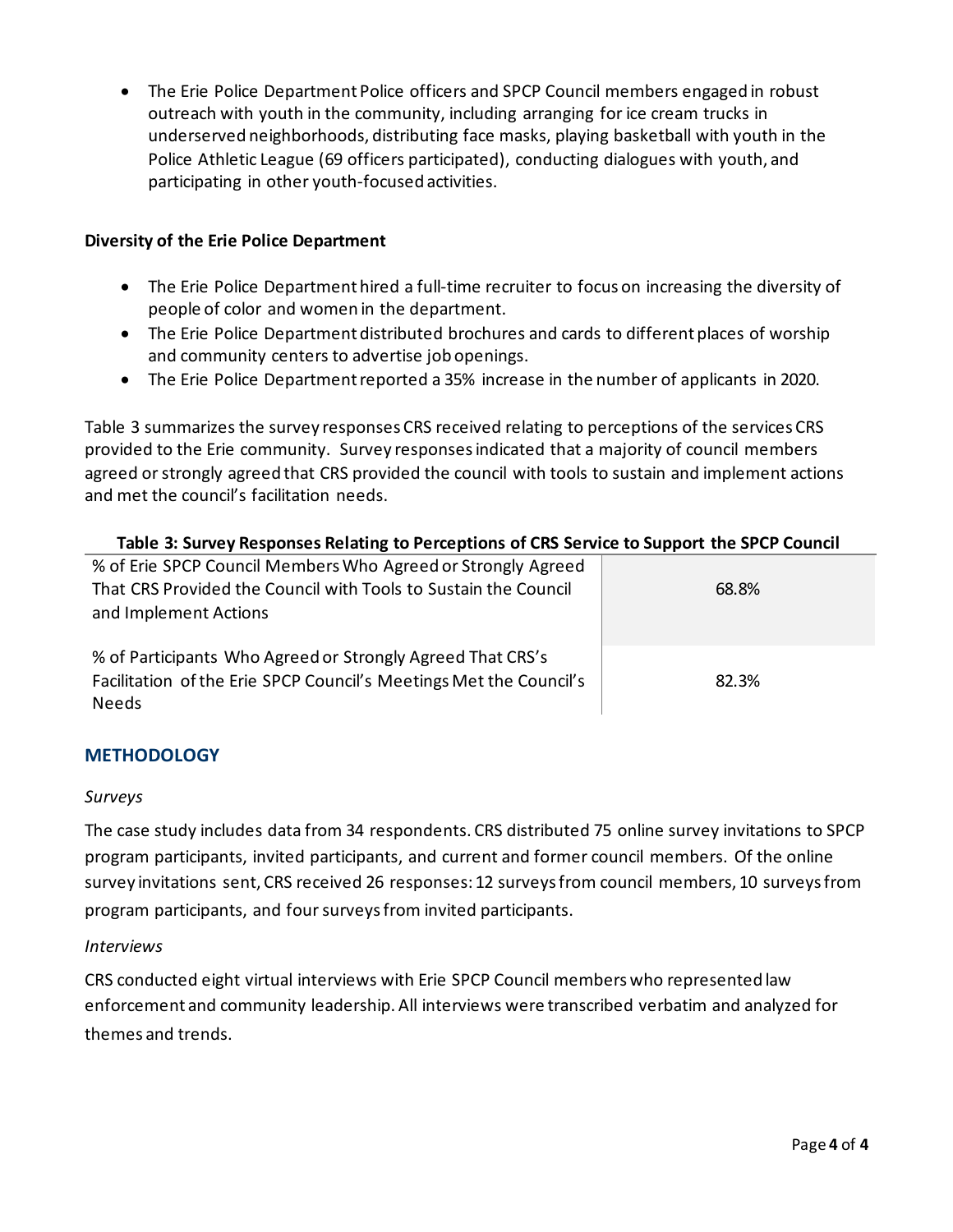- The Erie Police Department Police officers and SPCP Council members engaged in robust outreach with youth in the community, including arranging for ice cream trucks in underserved neighborhoods, distributing face masks, playing basketball with youth in the Police Athletic League (69 officers participated), conducting dialogues with youth, and participating in other youth-focused activities.

**Diversity of the Erie Police Department**

- The Erie Police Department hired a full-time recruiter to focus on increasing the diversity of people of color and women in the department.
- The Erie Police Department distributed brochures and cards to different places of worship and community centers to advertise job openings.
- The Erie Police Department reported a 35% increase in the number of applicants in 2020.

Table 3 summarizes the survey responses CRS received relating to perceptions of the services CRS provided to the Erie community. Survey responses indicated that a majority of council members agreed or strongly agreed that CRS provided the council with tools to sustain and implement actions and met the council's facilitation needs.

**Table 3: Survey Responses Relating to Perceptions of CRS Service to Support the SPCP Council**

| | |
|---|---|
| % of Erie SPCP Council Members Who Agreed or Strongly Agreed That CRS Provided the Council with Tools to Sustain the Council and Implement Actions | 68.8% |
| % of Participants Who Agreed or Strongly Agreed That CRS's Facilitation of the Erie SPCP Council's Meetings Met the Council's Needs | 82.3% |

## METHODOLOGY

*Surveys*

The case study includes data from 34 respondents. CRS distributed 75 online survey invitations to SPCP program participants, invited participants, and current and former council members. Of the online survey invitations sent, CRS received 26 responses: 12 surveys from council members, 10 surveys from program participants, and four surveys from invited participants.

*Interviews*

CRS conducted eight virtual interviews with Erie SPCP Council members who represented law enforcement and community leadership. All interviews were transcribed verbatim and analyzed for themes and trends.